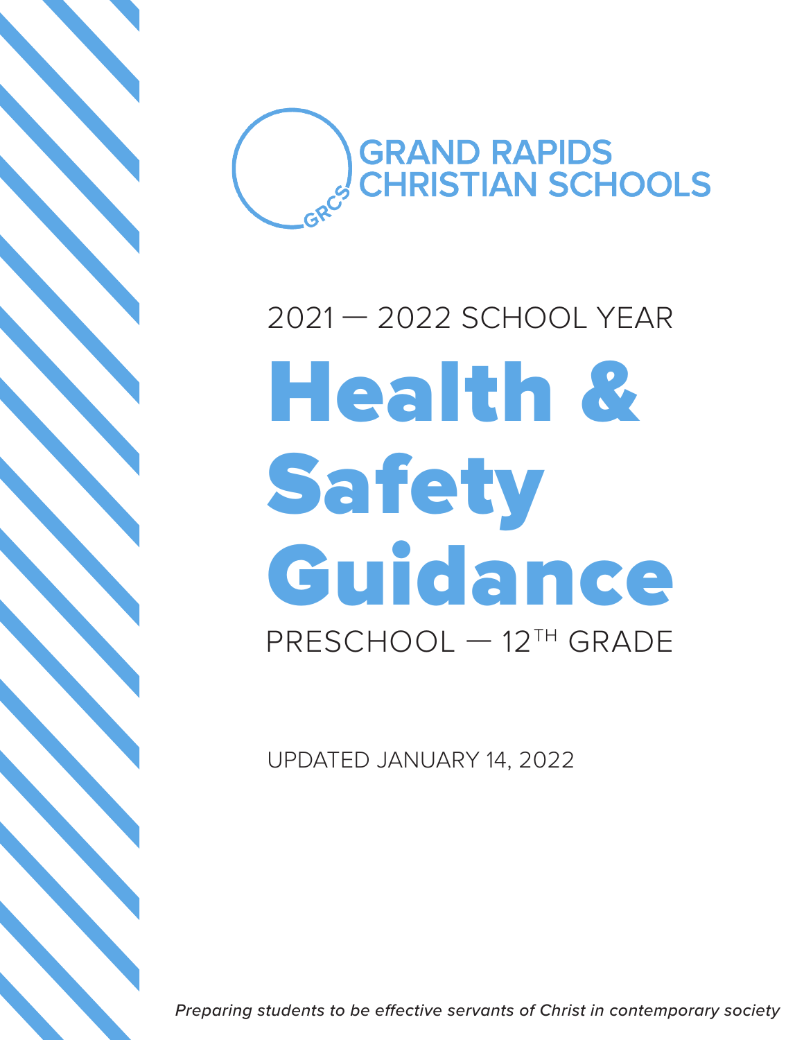GRAND RAPIDS CHRISTIAN SCHOOLS

2021 — 2022 SCHOOL YEAR

# Health & Safety Guidance

PRESCHOOL — 12TH GRADE

UPDATED JANUARY 14, 2022

*Preparing students to be effective servants of Christ in contemporary society*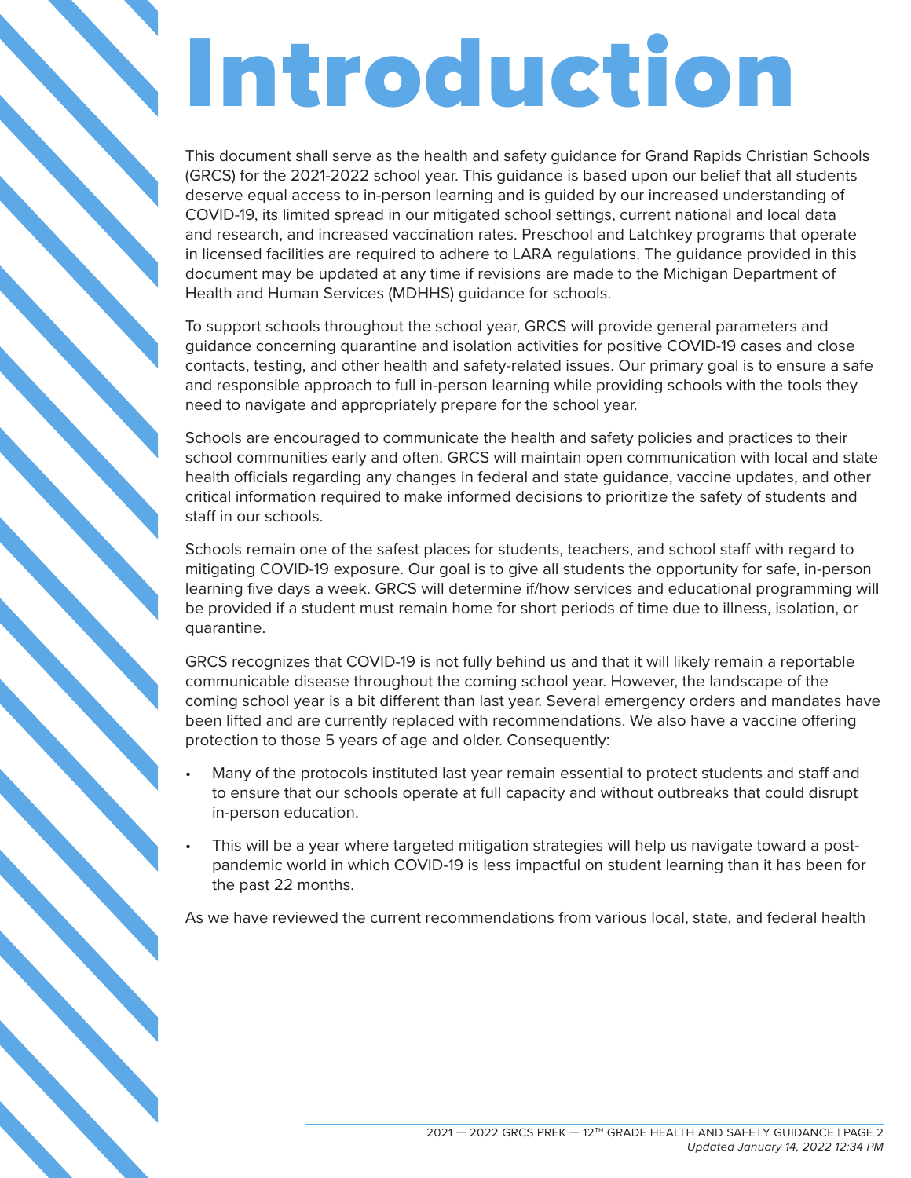# Introduction

This document shall serve as the health and safety guidance for Grand Rapids Christian Schools (GRCS) for the 2021-2022 school year. This guidance is based upon our belief that all students deserve equal access to in-person learning and is guided by our increased understanding of COVID-19, its limited spread in our mitigated school settings, current national and local data and research, and increased vaccination rates. Preschool and Latchkey programs that operate in licensed facilities are required to adhere to LARA regulations. The guidance provided in this document may be updated at any time if revisions are made to the Michigan Department of Health and Human Services (MDHHS) guidance for schools.

To support schools throughout the school year, GRCS will provide general parameters and guidance concerning quarantine and isolation activities for positive COVID-19 cases and close contacts, testing, and other health and safety-related issues. Our primary goal is to ensure a safe and responsible approach to full in-person learning while providing schools with the tools they need to navigate and appropriately prepare for the school year.

Schools are encouraged to communicate the health and safety policies and practices to their school communities early and often. GRCS will maintain open communication with local and state health officials regarding any changes in federal and state guidance, vaccine updates, and other critical information required to make informed decisions to prioritize the safety of students and staff in our schools.

Schools remain one of the safest places for students, teachers, and school staff with regard to mitigating COVID-19 exposure. Our goal is to give all students the opportunity for safe, in-person learning five days a week. GRCS will determine if/how services and educational programming will be provided if a student must remain home for short periods of time due to illness, isolation, or quarantine.

GRCS recognizes that COVID-19 is not fully behind us and that it will likely remain a reportable communicable disease throughout the coming school year. However, the landscape of the coming school year is a bit different than last year. Several emergency orders and mandates have been lifted and are currently replaced with recommendations. We also have a vaccine offering protection to those 5 years of age and older. Consequently:

- Many of the protocols instituted last year remain essential to protect students and staff and to ensure that our schools operate at full capacity and without outbreaks that could disrupt in-person education.
- This will be a year where targeted mitigation strategies will help us navigate toward a post-pandemic world in which COVID-19 is less impactful on student learning than it has been for the past 22 months.

As we have reviewed the current recommendations from various local, state, and federal health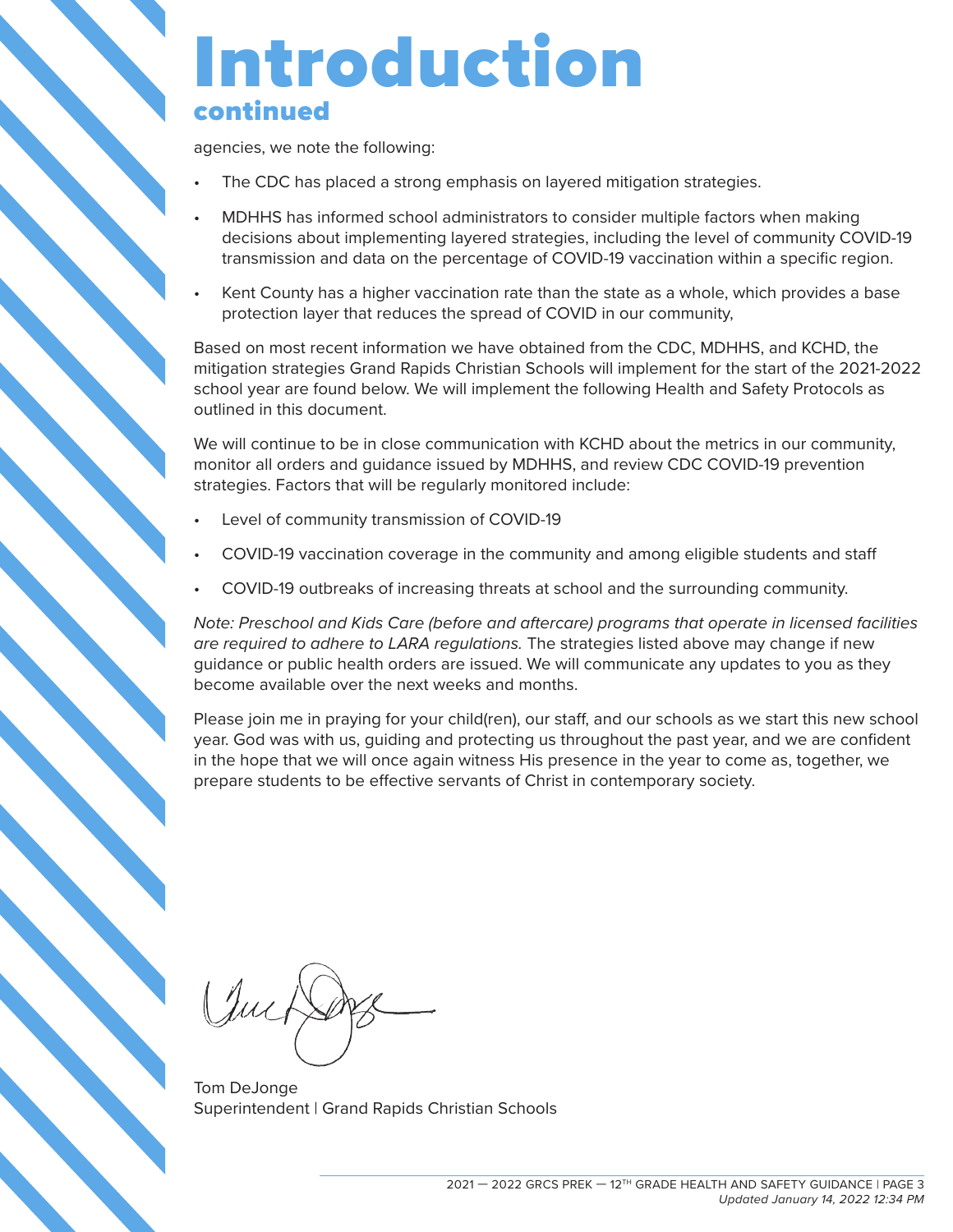# Introduction
## continued

agencies, we note the following:

- The CDC has placed a strong emphasis on layered mitigation strategies.
- MDHHS has informed school administrators to consider multiple factors when making decisions about implementing layered strategies, including the level of community COVID-19 transmission and data on the percentage of COVID-19 vaccination within a specific region.
- Kent County has a higher vaccination rate than the state as a whole, which provides a base protection layer that reduces the spread of COVID in our community,

Based on most recent information we have obtained from the CDC, MDHHS, and KCHD, the mitigation strategies Grand Rapids Christian Schools will implement for the start of the 2021-2022 school year are found below. We will implement the following Health and Safety Protocols as outlined in this document.

We will continue to be in close communication with KCHD about the metrics in our community, monitor all orders and guidance issued by MDHHS, and review CDC COVID-19 prevention strategies. Factors that will be regularly monitored include:

- Level of community transmission of COVID-19
- COVID-19 vaccination coverage in the community and among eligible students and staff
- COVID-19 outbreaks of increasing threats at school and the surrounding community.

*Note: Preschool and Kids Care (before and aftercare) programs that operate in licensed facilities are required to adhere to LARA regulations.* The strategies listed above may change if new guidance or public health orders are issued. We will communicate any updates to you as they become available over the next weeks and months.

Please join me in praying for your child(ren), our staff, and our schools as we start this new school year. God was with us, guiding and protecting us throughout the past year, and we are confident in the hope that we will once again witness His presence in the year to come as, together, we prepare students to be effective servants of Christ in contemporary society.

Tom DeJonge
Superintendent | Grand Rapids Christian Schools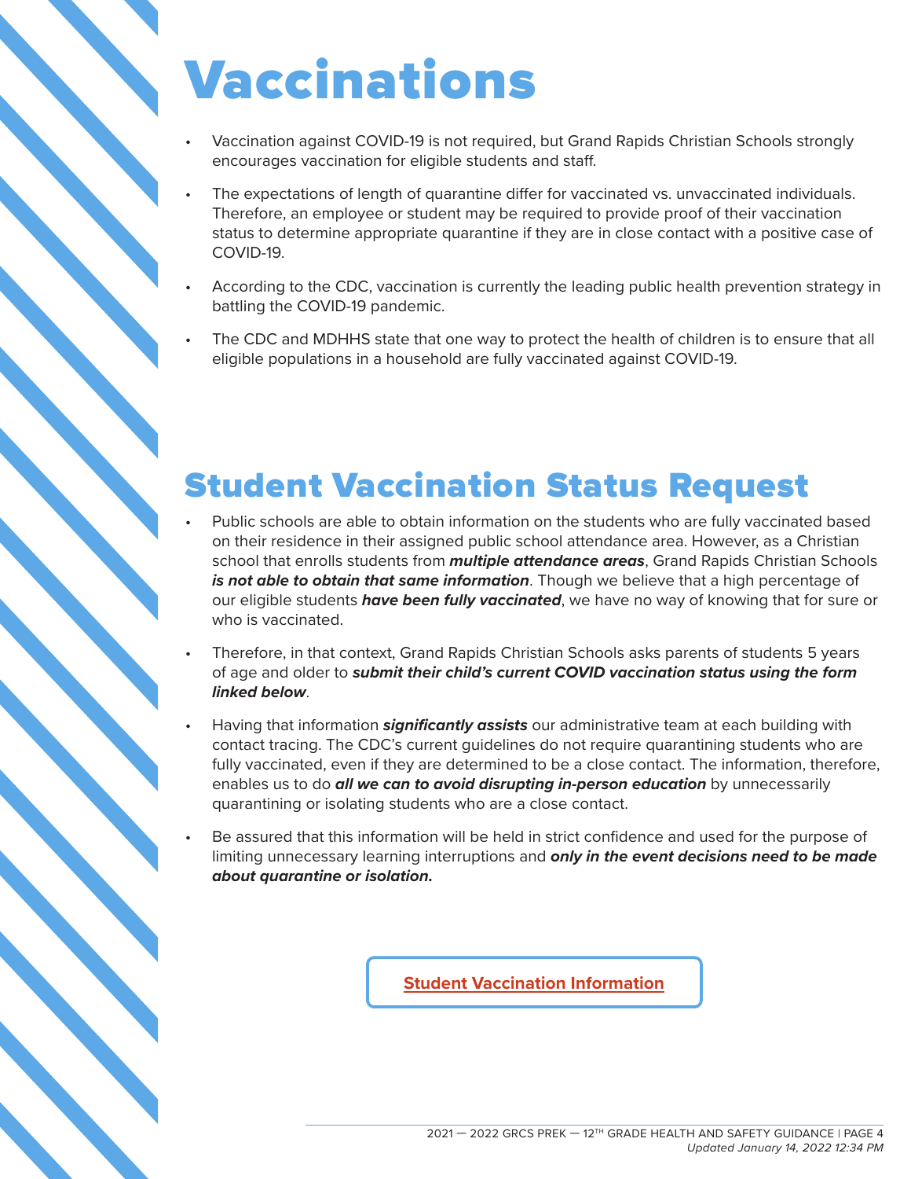# Vaccinations

- Vaccination against COVID-19 is not required, but Grand Rapids Christian Schools strongly encourages vaccination for eligible students and staff.
- The expectations of length of quarantine differ for vaccinated vs. unvaccinated individuals. Therefore, an employee or student may be required to provide proof of their vaccination status to determine appropriate quarantine if they are in close contact with a positive case of COVID-19.
- According to the CDC, vaccination is currently the leading public health prevention strategy in battling the COVID-19 pandemic.
- The CDC and MDHHS state that one way to protect the health of children is to ensure that all eligible populations in a household are fully vaccinated against COVID-19.

# Student Vaccination Status Request

- Public schools are able to obtain information on the students who are fully vaccinated based on their residence in their assigned public school attendance area. However, as a Christian school that enrolls students from ***multiple attendance areas***, Grand Rapids Christian Schools ***is not able to obtain that same information***. Though we believe that a high percentage of our eligible students ***have been fully vaccinated***, we have no way of knowing that for sure or who is vaccinated.
- Therefore, in that context, Grand Rapids Christian Schools asks parents of students 5 years of age and older to ***submit their child's current COVID vaccination status using the form linked below***.
- Having that information ***significantly assists*** our administrative team at each building with contact tracing. The CDC's current guidelines do not require quarantining students who are fully vaccinated, even if they are determined to be a close contact. The information, therefore, enables us to do ***all we can to avoid disrupting in-person education*** by unnecessarily quarantining or isolating students who are a close contact.
- Be assured that this information will be held in strict confidence and used for the purpose of limiting unnecessary learning interruptions and ***only in the event decisions need to be made about quarantine or isolation.***

**Student Vaccination Information**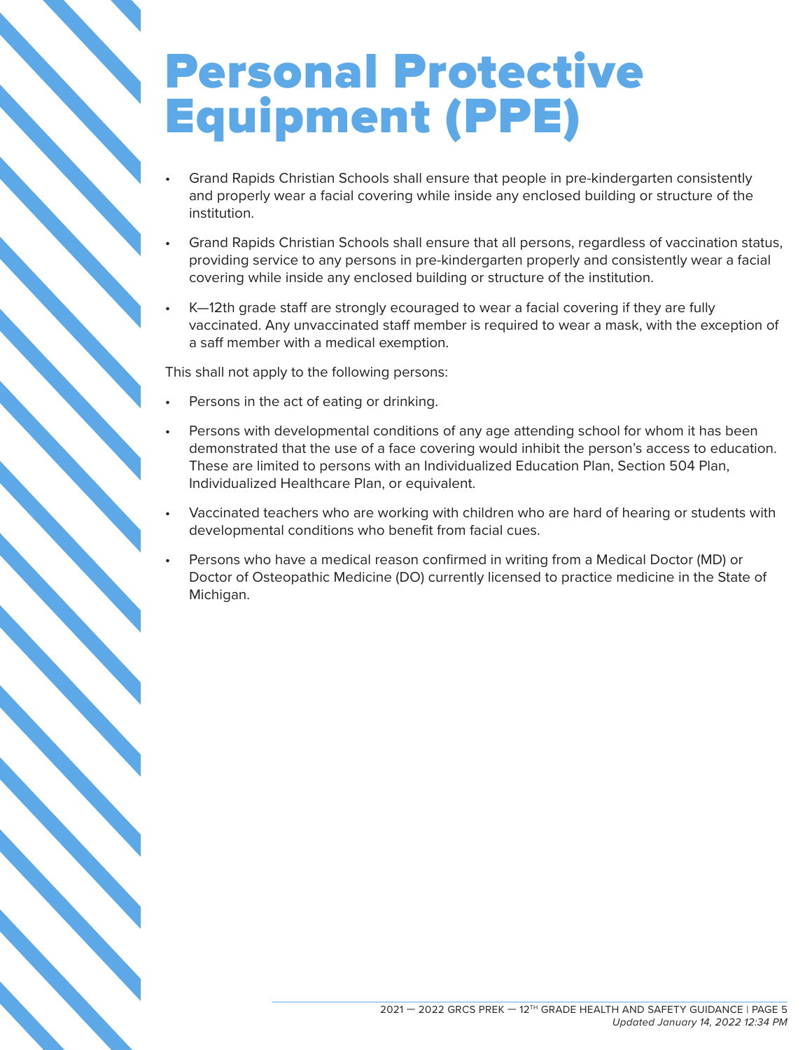# Personal Protective Equipment (PPE)

- Grand Rapids Christian Schools shall ensure that people in pre-kindergarten consistently and properly wear a facial covering while inside any enclosed building or structure of the institution.
- Grand Rapids Christian Schools shall ensure that all persons, regardless of vaccination status, providing service to any persons in pre-kindergarten properly and consistently wear a facial covering while inside any enclosed building or structure of the institution.
- K—12th grade staff are strongly ecouraged to wear a facial covering if they are fully vaccinated. Any unvaccinated staff member is required to wear a mask, with the exception of a saff member with a medical exemption.

This shall not apply to the following persons:

- Persons in the act of eating or drinking.
- Persons with developmental conditions of any age attending school for whom it has been demonstrated that the use of a face covering would inhibit the person's access to education. These are limited to persons with an Individualized Education Plan, Section 504 Plan, Individualized Healthcare Plan, or equivalent.
- Vaccinated teachers who are working with children who are hard of hearing or students with developmental conditions who benefit from facial cues.
- Persons who have a medical reason confirmed in writing from a Medical Doctor (MD) or Doctor of Osteopathic Medicine (DO) currently licensed to practice medicine in the State of Michigan.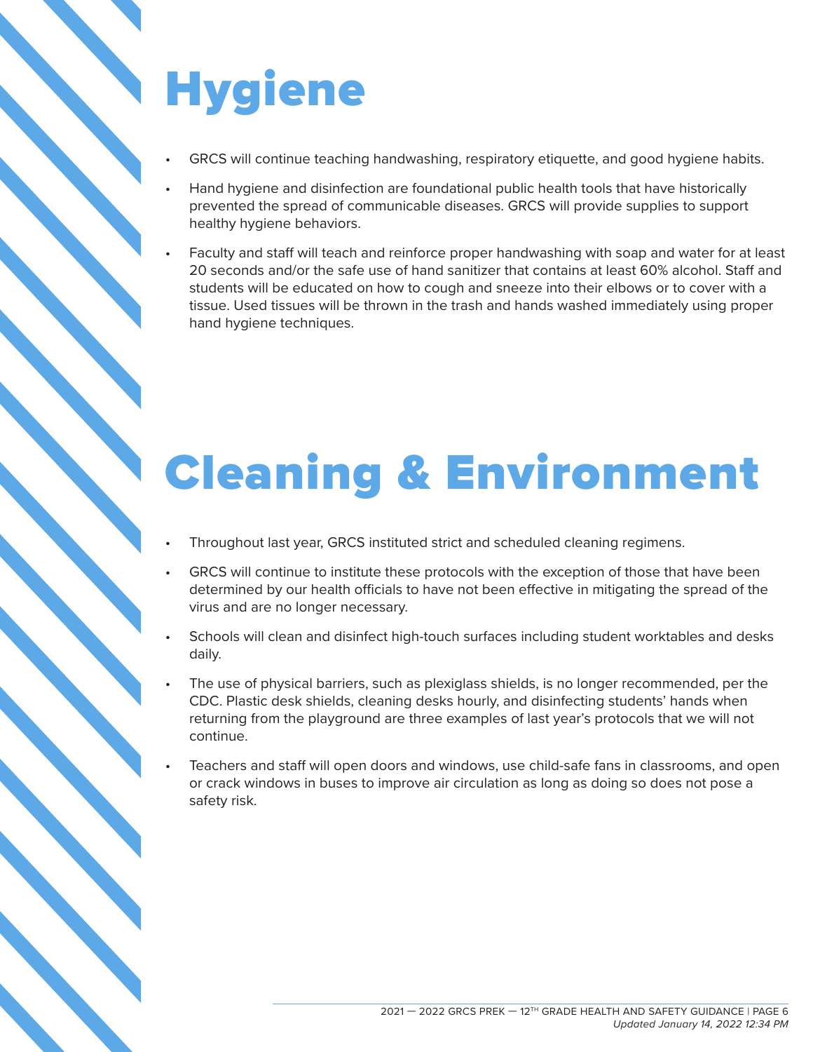# Hygiene

- GRCS will continue teaching handwashing, respiratory etiquette, and good hygiene habits.
- Hand hygiene and disinfection are foundational public health tools that have historically prevented the spread of communicable diseases. GRCS will provide supplies to support healthy hygiene behaviors.
- Faculty and staff will teach and reinforce proper handwashing with soap and water for at least 20 seconds and/or the safe use of hand sanitizer that contains at least 60% alcohol. Staff and students will be educated on how to cough and sneeze into their elbows or to cover with a tissue. Used tissues will be thrown in the trash and hands washed immediately using proper hand hygiene techniques.

# Cleaning & Environment

- Throughout last year, GRCS instituted strict and scheduled cleaning regimens.
- GRCS will continue to institute these protocols with the exception of those that have been determined by our health officials to have not been effective in mitigating the spread of the virus and are no longer necessary.
- Schools will clean and disinfect high-touch surfaces including student worktables and desks daily.
- The use of physical barriers, such as plexiglass shields, is no longer recommended, per the CDC. Plastic desk shields, cleaning desks hourly, and disinfecting students' hands when returning from the playground are three examples of last year's protocols that we will not continue.
- Teachers and staff will open doors and windows, use child-safe fans in classrooms, and open or crack windows in buses to improve air circulation as long as doing so does not pose a safety risk.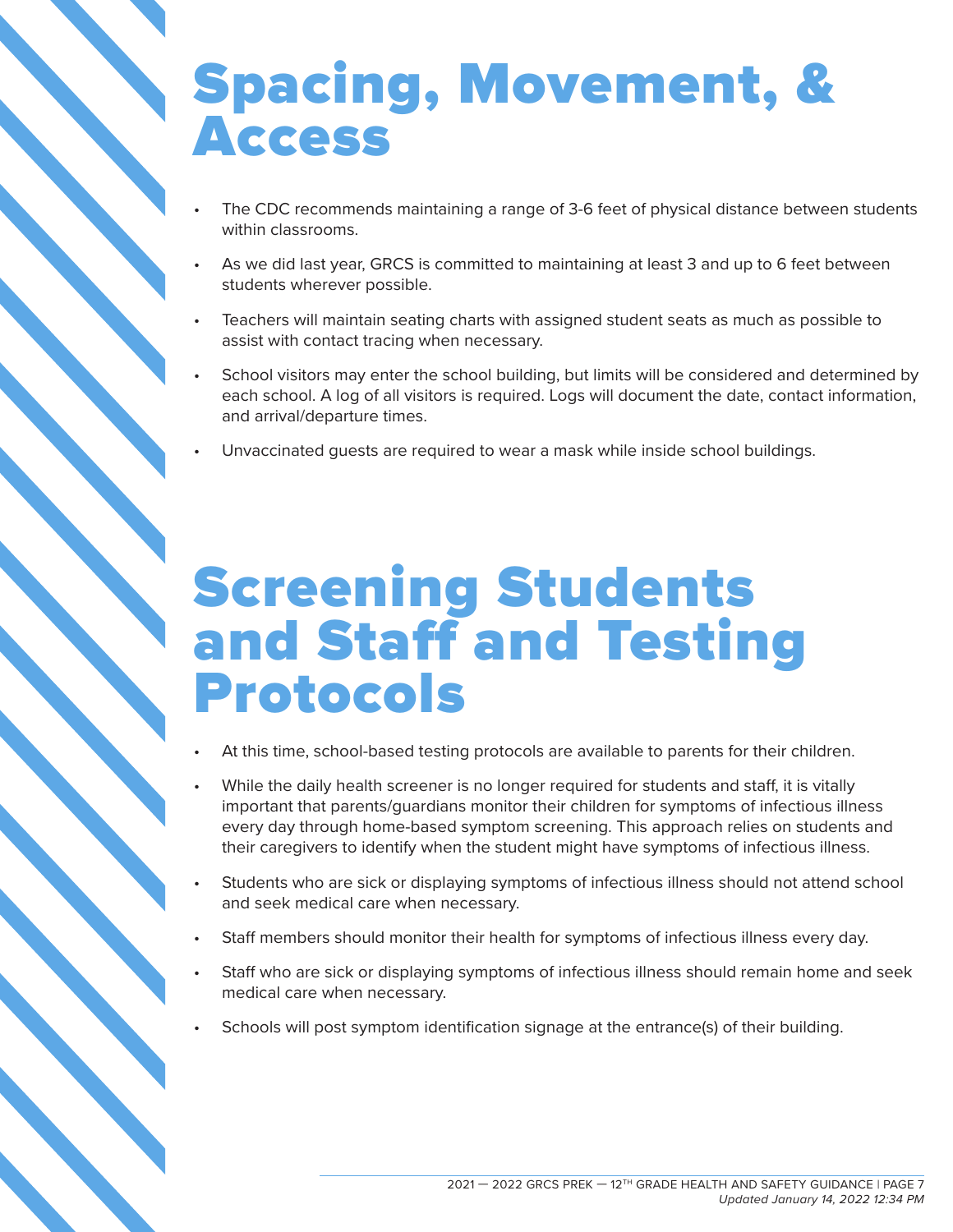# Spacing, Movement, & Access

- The CDC recommends maintaining a range of 3-6 feet of physical distance between students within classrooms.
- As we did last year, GRCS is committed to maintaining at least 3 and up to 6 feet between students wherever possible.
- Teachers will maintain seating charts with assigned student seats as much as possible to assist with contact tracing when necessary.
- School visitors may enter the school building, but limits will be considered and determined by each school. A log of all visitors is required. Logs will document the date, contact information, and arrival/departure times.
- Unvaccinated guests are required to wear a mask while inside school buildings.

# Screening Students and Staff and Testing Protocols

- At this time, school-based testing protocols are available to parents for their children.
- While the daily health screener is no longer required for students and staff, it is vitally important that parents/guardians monitor their children for symptoms of infectious illness every day through home-based symptom screening. This approach relies on students and their caregivers to identify when the student might have symptoms of infectious illness.
- Students who are sick or displaying symptoms of infectious illness should not attend school and seek medical care when necessary.
- Staff members should monitor their health for symptoms of infectious illness every day.
- Staff who are sick or displaying symptoms of infectious illness should remain home and seek medical care when necessary.
- Schools will post symptom identification signage at the entrance(s) of their building.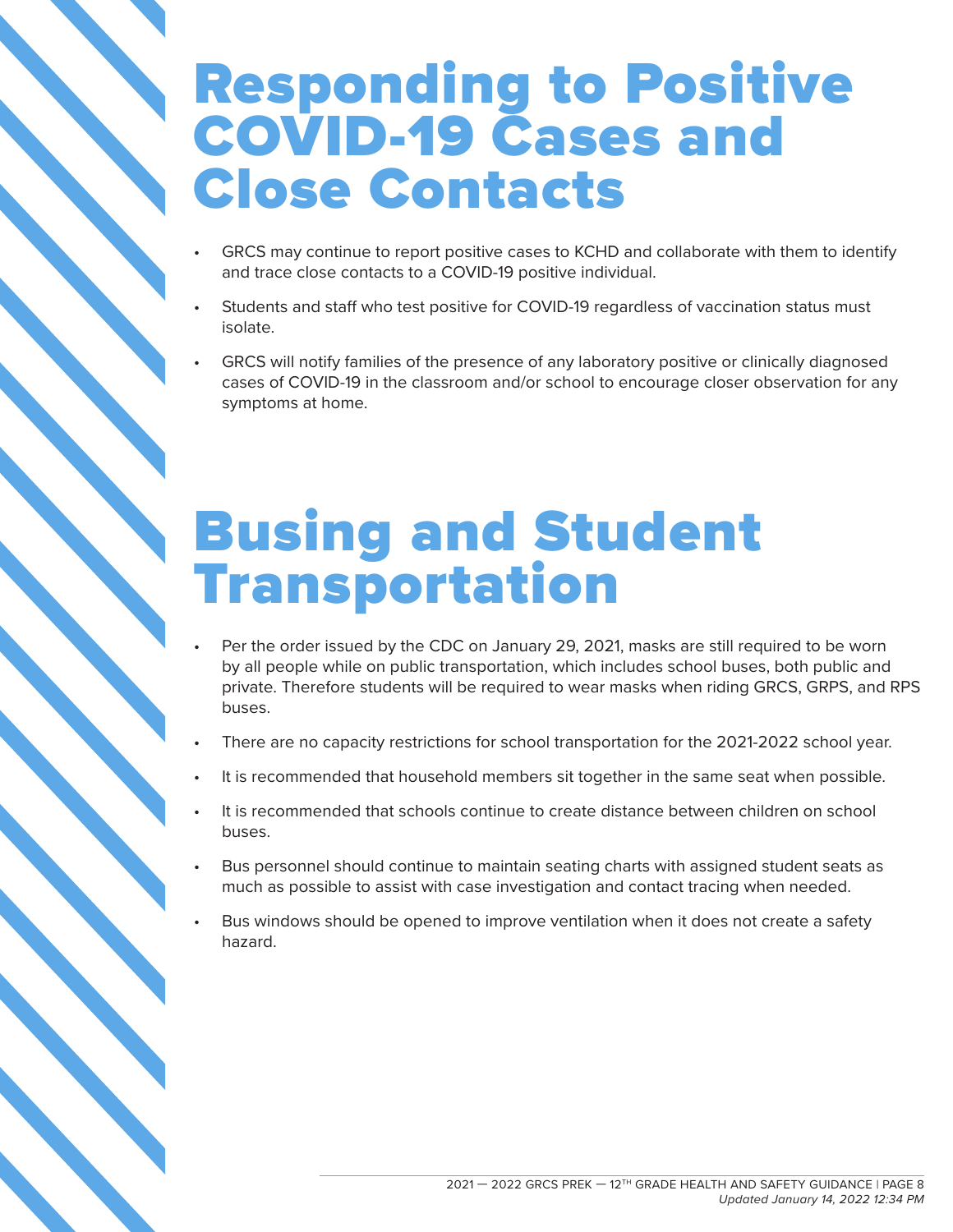# Responding to Positive COVID-19 Cases and Close Contacts

- GRCS may continue to report positive cases to KCHD and collaborate with them to identify and trace close contacts to a COVID-19 positive individual.
- Students and staff who test positive for COVID-19 regardless of vaccination status must isolate.
- GRCS will notify families of the presence of any laboratory positive or clinically diagnosed cases of COVID-19 in the classroom and/or school to encourage closer observation for any symptoms at home.

# Busing and Student Transportation

- Per the order issued by the CDC on January 29, 2021, masks are still required to be worn by all people while on public transportation, which includes school buses, both public and private. Therefore students will be required to wear masks when riding GRCS, GRPS, and RPS buses.
- There are no capacity restrictions for school transportation for the 2021-2022 school year.
- It is recommended that household members sit together in the same seat when possible.
- It is recommended that schools continue to create distance between children on school buses.
- Bus personnel should continue to maintain seating charts with assigned student seats as much as possible to assist with case investigation and contact tracing when needed.
- Bus windows should be opened to improve ventilation when it does not create a safety hazard.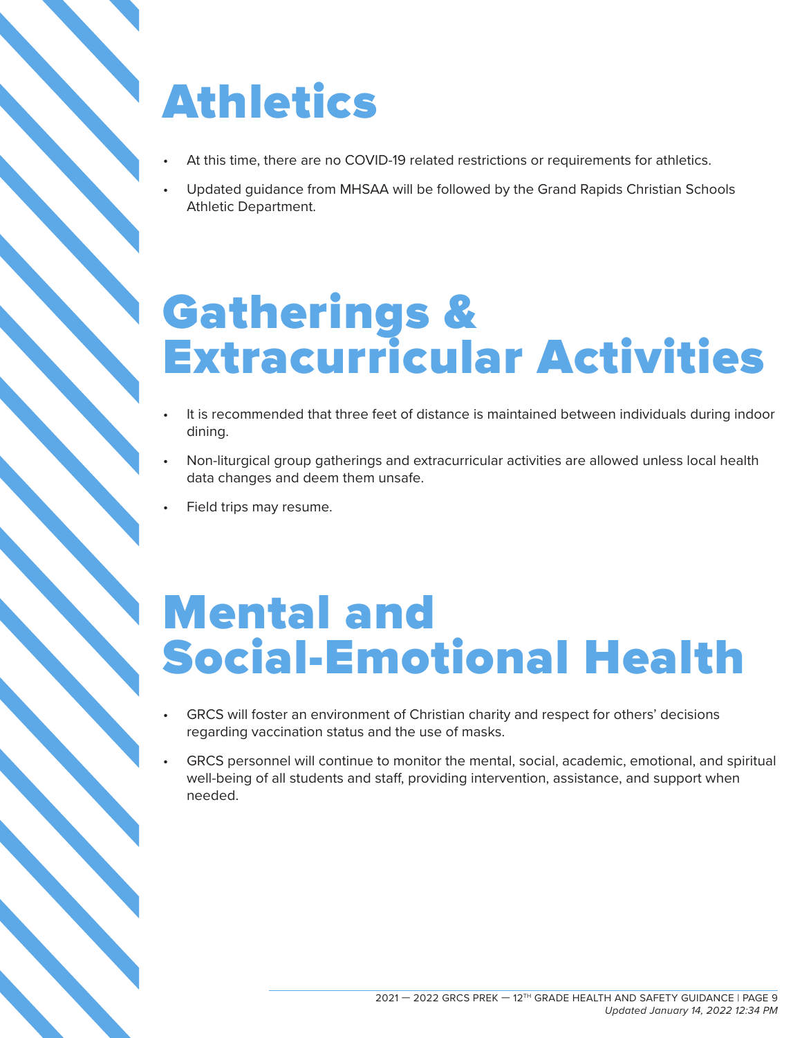# Athletics

- At this time, there are no COVID-19 related restrictions or requirements for athletics.
- Updated guidance from MHSAA will be followed by the Grand Rapids Christian Schools Athletic Department.

# Gatherings & Extracurricular Activities

- It is recommended that three feet of distance is maintained between individuals during indoor dining.
- Non-liturgical group gatherings and extracurricular activities are allowed unless local health data changes and deem them unsafe.
- Field trips may resume.

# Mental and Social-Emotional Health

- GRCS will foster an environment of Christian charity and respect for others' decisions regarding vaccination status and the use of masks.
- GRCS personnel will continue to monitor the mental, social, academic, emotional, and spiritual well-being of all students and staff, providing intervention, assistance, and support when needed.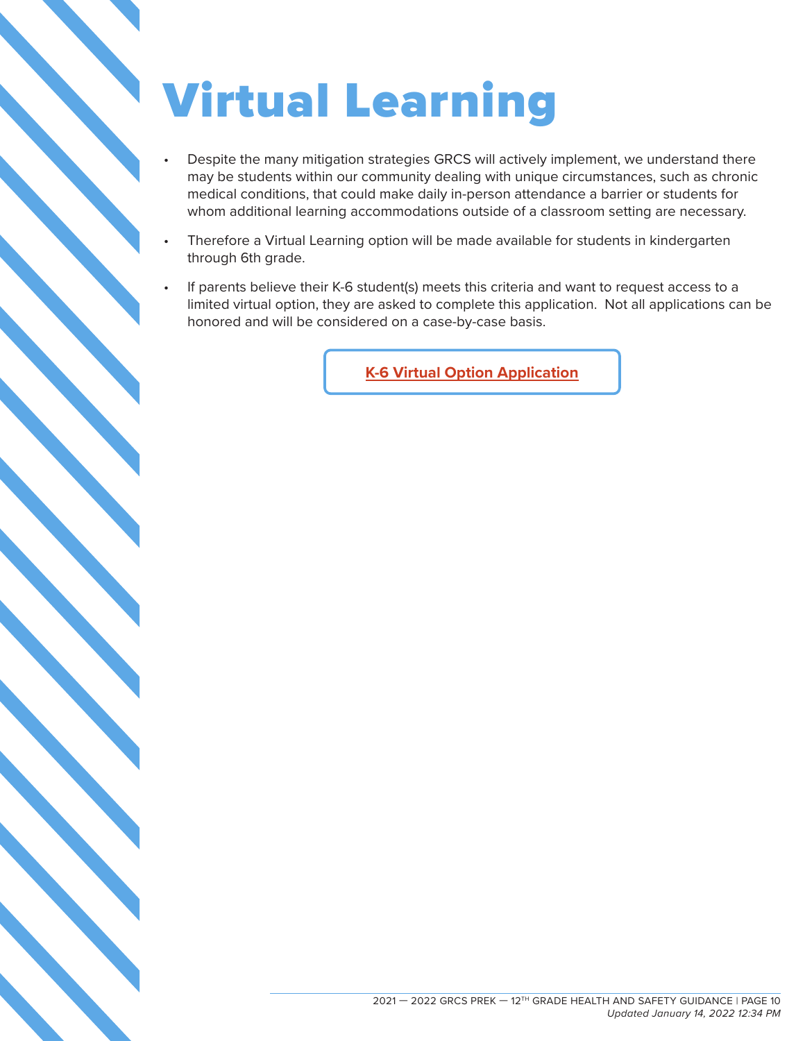# Virtual Learning

- Despite the many mitigation strategies GRCS will actively implement, we understand there may be students within our community dealing with unique circumstances, such as chronic medical conditions, that could make daily in-person attendance a barrier or students for whom additional learning accommodations outside of a classroom setting are necessary.
- Therefore a Virtual Learning option will be made available for students in kindergarten through 6th grade.
- If parents believe their K-6 student(s) meets this criteria and want to request access to a limited virtual option, they are asked to complete this application. Not all applications can be honored and will be considered on a case-by-case basis.

**K-6 Virtual Option Application**